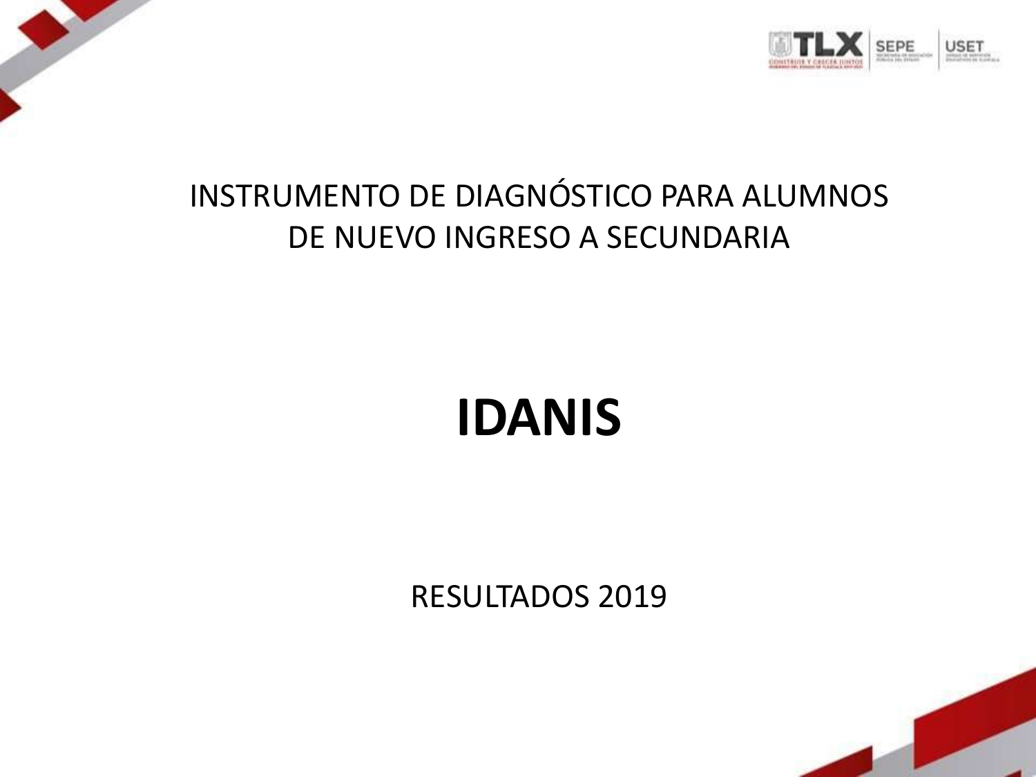INSTRUMENTO DE DIAGNÓSTICO PARA ALUMNOS DE NUEVO INGRESO A SECUNDARIA

# IDANIS

RESULTADOS 2019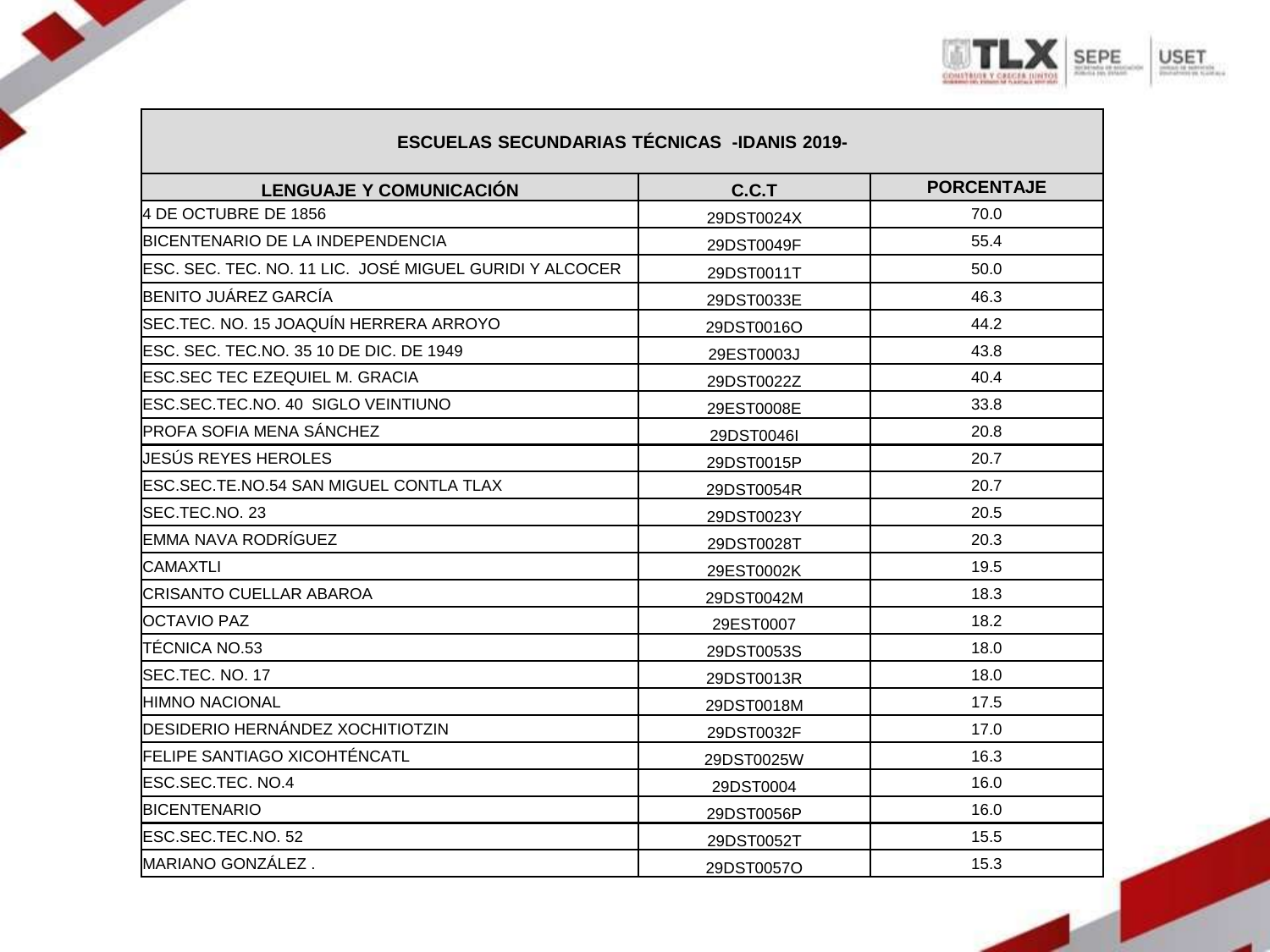| ESCUELAS SECUNDARIAS TÉCNICAS -IDANIS 2019- | | |
|---|---|---|
| **LENGUAJE Y COMUNICACIÓN** | **C.C.T** | **PORCENTAJE** |
| 4 DE OCTUBRE DE 1856 | 29DST0024X | 70.0 |
| BICENTENARIO DE LA INDEPENDENCIA | 29DST0049F | 55.4 |
| ESC. SEC. TEC. NO. 11 LIC. JOSÉ MIGUEL GURIDI Y ALCOCER | 29DST0011T | 50.0 |
| BENITO JUÁREZ GARCÍA | 29DST0033E | 46.3 |
| SEC.TEC. NO. 15 JOAQUÍN HERRERA ARROYO | 29DST0016O | 44.2 |
| ESC. SEC. TEC.NO. 35 10 DE DIC. DE 1949 | 29EST0003J | 43.8 |
| ESC.SEC TEC EZEQUIEL M. GRACIA | 29DST0022Z | 40.4 |
| ESC.SEC.TEC.NO. 40 SIGLO VEINTIUNO | 29EST0008E | 33.8 |
| PROFA SOFIA MENA SÁNCHEZ | 29DST0046I | 20.8 |
| JESÚS REYES HEROLES | 29DST0015P | 20.7 |
| ESC.SEC.TE.NO.54 SAN MIGUEL CONTLA TLAX | 29DST0054R | 20.7 |
| SEC.TEC.NO. 23 | 29DST0023Y | 20.5 |
| EMMA NAVA RODRÍGUEZ | 29DST0028T | 20.3 |
| CAMAXTLI | 29EST0002K | 19.5 |
| CRISANTO CUELLAR ABAROA | 29DST0042M | 18.3 |
| OCTAVIO PAZ | 29EST0007 | 18.2 |
| TÉCNICA NO.53 | 29DST0053S | 18.0 |
| SEC.TEC. NO. 17 | 29DST0013R | 18.0 |
| HIMNO NACIONAL | 29DST0018M | 17.5 |
| DESIDERIO HERNÁNDEZ XOCHITIOTZIN | 29DST0032F | 17.0 |
| FELIPE SANTIAGO XICOHTÉNCATL | 29DST0025W | 16.3 |
| ESC.SEC.TEC. NO.4 | 29DST0004 | 16.0 |
| BICENTENARIO | 29DST0056P | 16.0 |
| ESC.SEC.TEC.NO. 52 | 29DST0052T | 15.5 |
| MARIANO GONZÁLEZ . | 29DST0057O | 15.3 |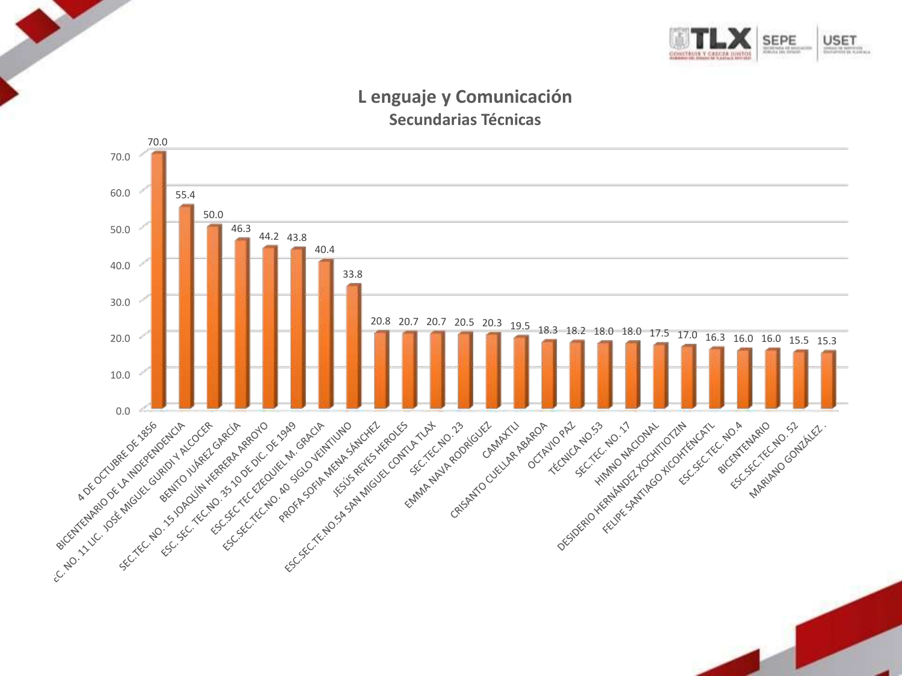# L enguaje y Comunicación

## Secundarias Técnicas

| Escuela | Valor |
|---|---|
| 4 DE OCTUBRE DE 1856 | 70.0 |
| BICENTENARIO DE LA INDEPENDENCIA | 55.4 |
| EC. NO. 11 LIC. JOSÉ MIGUEL GURIDI Y ALCOCER | 50.0 |
| BENITO JUÁREZ GARCÍA | 46.3 |
| SEC.TEC. NO. 15 JOAQUÍN HERRERA ARROYO | 44.2 |
| ESC. SEC. TEC.NO. 35 10 DE DIC. DE 1949 | 43.8 |
| ESC.SEC TEC EZEQUIEL M. GRACIA | 40.4 |
| ESC.SEC.TEC.NO. 40 SIGLO VEINTIUNO | 33.8 |
| PROFA SOFIA MENA SÁNCHEZ | 20.8 |
| JESÚS REYES HEROLES | 20.7 |
| ESC.SEC.TE.NO.54 SAN MIGUEL CONTLA TLAX | 20.7 |
| SEC.TEC.NO. 23 | 20.5 |
| EMMA NAVA RODRÍGUEZ | 20.3 |
| CAMAXTLI | 19.5 |
| CRISANTO CUELLAR ABAROA | 18.3 |
| OCTAVIO PAZ | 18.2 |
| TÉCNICA NO.53 | 18.0 |
| SEC.TEC. NO. 17 | 18.0 |
| HIMNO NACIONAL | 17.5 |
| DESIDERIO HERNÁNDEZ XOCHITIOTZIN | 17.0 |
| FELIPE SANTIAGO XICOHTÉNCATL | 16.3 |
| ESC.SEC.TEC. NO.4 | 16.0 |
| BICENTENARIO | 16.0 |
| ESC.SEC.TEC.NO. 52 | 15.5 |
| MARIANO GONZÁLEZ . | 15.3 |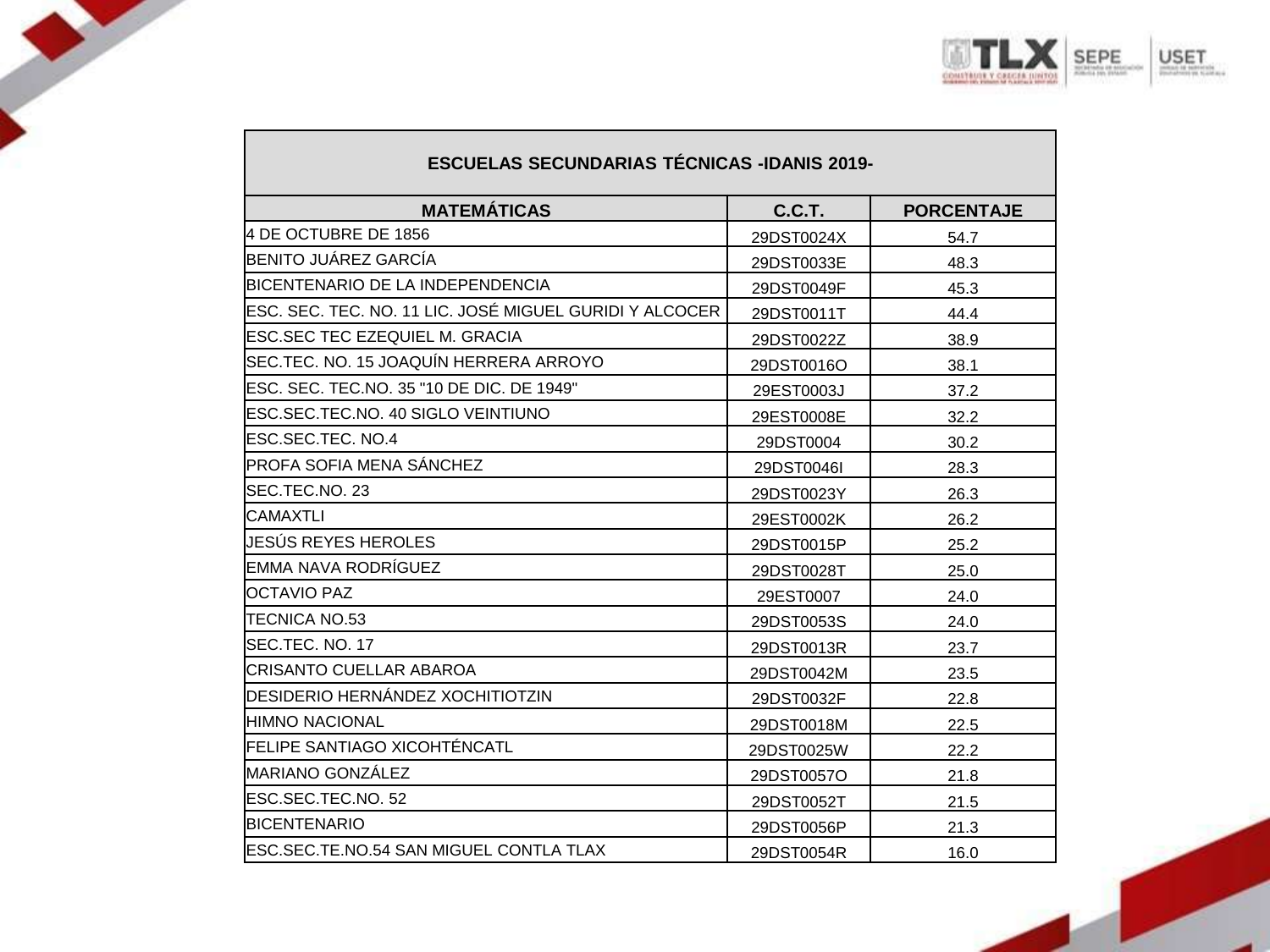| ESCUELAS SECUNDARIAS TÉCNICAS -IDANIS 2019- | | |
|---|---|---|
| **MATEMÁTICAS** | **C.C.T.** | **PORCENTAJE** |
| 4 DE OCTUBRE DE 1856 | 29DST0024X | 54.7 |
| BENITO JUÁREZ GARCÍA | 29DST0033E | 48.3 |
| BICENTENARIO DE LA INDEPENDENCIA | 29DST0049F | 45.3 |
| ESC. SEC. TEC. NO. 11 LIC. JOSÉ MIGUEL GURIDI Y ALCOCER | 29DST0011T | 44.4 |
| ESC.SEC TEC EZEQUIEL M. GRACIA | 29DST0022Z | 38.9 |
| SEC.TEC. NO. 15 JOAQUÍN HERRERA ARROYO | 29DST0016O | 38.1 |
| ESC. SEC. TEC.NO. 35 "10 DE DIC. DE 1949" | 29EST0003J | 37.2 |
| ESC.SEC.TEC.NO. 40 SIGLO VEINTIUNO | 29EST0008E | 32.2 |
| ESC.SEC.TEC. NO.4 | 29DST0004 | 30.2 |
| PROFA SOFIA MENA SÁNCHEZ | 29DST0046I | 28.3 |
| SEC.TEC.NO. 23 | 29DST0023Y | 26.3 |
| CAMAXTLI | 29EST0002K | 26.2 |
| JESÚS REYES HEROLES | 29DST0015P | 25.2 |
| EMMA NAVA RODRÍGUEZ | 29DST0028T | 25.0 |
| OCTAVIO PAZ | 29EST0007 | 24.0 |
| TECNICA NO.53 | 29DST0053S | 24.0 |
| SEC.TEC. NO. 17 | 29DST0013R | 23.7 |
| CRISANTO CUELLAR ABAROA | 29DST0042M | 23.5 |
| DESIDERIO HERNÁNDEZ XOCHITIOTZIN | 29DST0032F | 22.8 |
| HIMNO NACIONAL | 29DST0018M | 22.5 |
| FELIPE SANTIAGO XICOHTÉNCATL | 29DST0025W | 22.2 |
| MARIANO GONZÁLEZ | 29DST0057O | 21.8 |
| ESC.SEC.TEC.NO. 52 | 29DST0052T | 21.5 |
| BICENTENARIO | 29DST0056P | 21.3 |
| ESC.SEC.TE.NO.54 SAN MIGUEL CONTLA TLAX | 29DST0054R | 16.0 |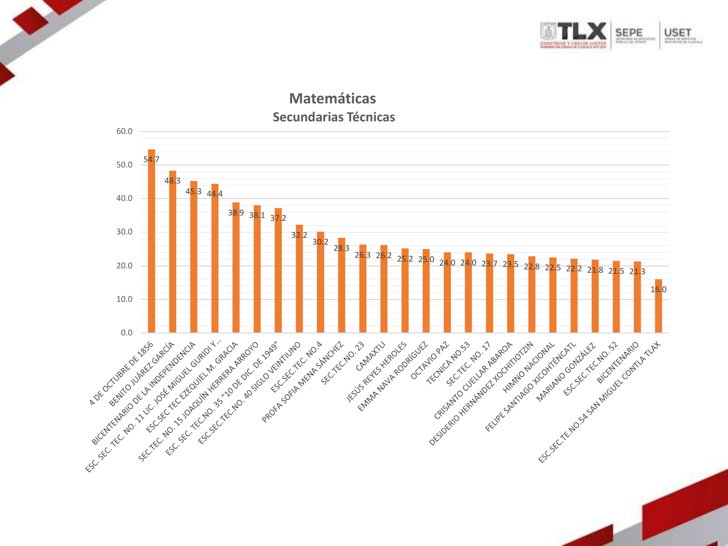## Matemáticas

### Secundarias Técnicas

| Escuela | Valor |
|---|---|
| 4 DE OCTUBRE DE 1856 | 54.7 |
| BENITO JUÁREZ GARCÍA | 48.3 |
| BICENTENARIO DE LA INDEPENDENCIA | 45.3 |
| ESC. SEC. TEC. NO. 11 LIC. JOSÉ MIGUEL GURIDI Y... | 44.4 |
| ESC.SEC TEC EZEQUIEL M. GRACIA | 38.9 |
| SEC.TEC. NO. 15 JOAQUÍN HERRERA ARROYO | 38.1 |
| ESC. SEC. TEC.NO. 35 "10 DE DIC. DE 1949" | 37.2 |
| ESC.SEC.TEC.NO. 40 SIGLO VEINTIUNO | 32.2 |
| ESC.SEC.TEC. NO.4 | 30.2 |
| PROFA SOFÍA MENA SÁNCHEZ | 28.3 |
| SEC.TEC.NO. 23 | 26.3 |
| CAMAXTLI | 26.2 |
| JESÚS REYES HEROLES | 25.2 |
| EMMA NAVA RODRÍGUEZ | 25.0 |
| OCTAVIO PAZ | 24.0 |
| TECNICA NO.53 | 24.0 |
| SEC.TEC. NO. 17 | 23.7 |
| CRISANTO CUELLAR ABAROA | 23.5 |
| DESIDERIO HERNÁNDEZ XOCHITIOTZIN | 22.8 |
| HIMNO NACIONAL | 22.5 |
| FELIPE SANTIAGO XICOHTÉNCATL | 22.2 |
| MARIANO GONZÁLEZ | 21.8 |
| ESC.SEC.TEC.NO. 52 | 21.5 |
| BICENTENARIO | 21.3 |
| ESC.SEC.TE.NO.54 SAN MIGUEL CONTLA TLAX | 16.0 |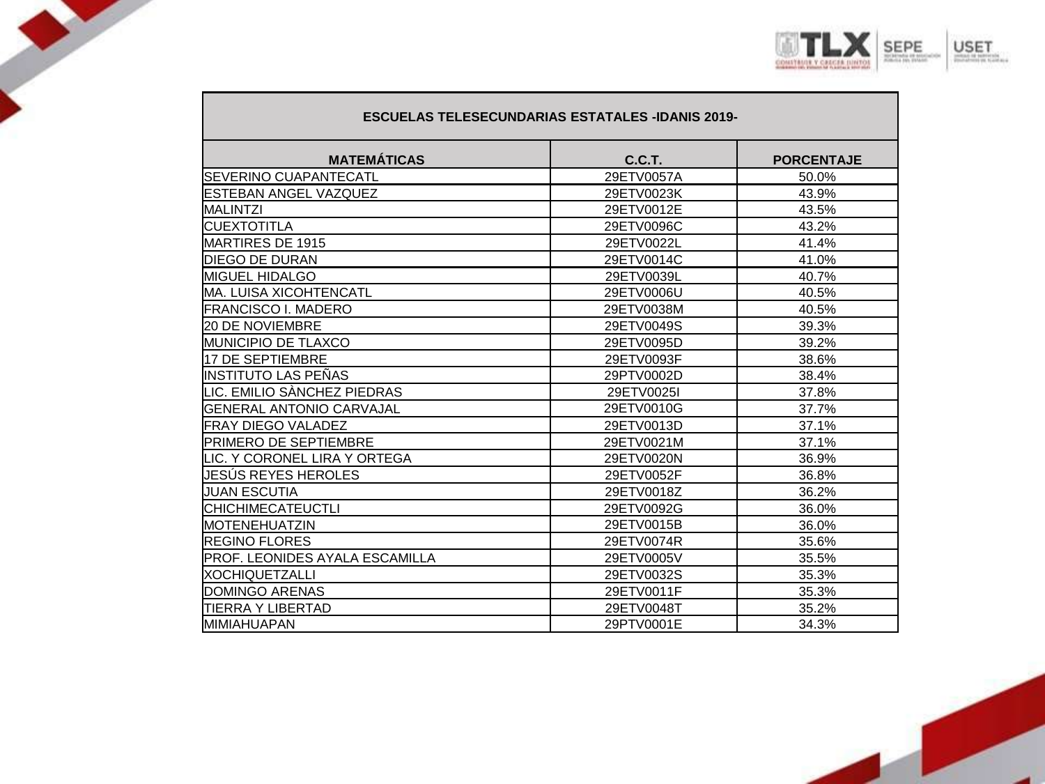| ESCUELAS TELESECUNDARIAS ESTATALES -IDANIS 2019- | | |
|---|---|---|
| **MATEMÁTICAS** | **C.C.T.** | **PORCENTAJE** |
| SEVERINO CUAPANTECATL | 29ETV0057A | 50.0% |
| ESTEBAN ANGEL VAZQUEZ | 29ETV0023K | 43.9% |
| MALINTZI | 29ETV0012E | 43.5% |
| CUEXTOTITLA | 29ETV0096C | 43.2% |
| MARTIRES DE 1915 | 29ETV0022L | 41.4% |
| DIEGO DE DURAN | 29ETV0014C | 41.0% |
| MIGUEL HIDALGO | 29ETV0039L | 40.7% |
| MA. LUISA XICOHTENCATL | 29ETV0006U | 40.5% |
| FRANCISCO I. MADERO | 29ETV0038M | 40.5% |
| 20 DE NOVIEMBRE | 29ETV0049S | 39.3% |
| MUNICIPIO DE TLAXCO | 29ETV0095D | 39.2% |
| 17 DE SEPTIEMBRE | 29ETV0093F | 38.6% |
| INSTITUTO LAS PEÑAS | 29PTV0002D | 38.4% |
| LIC. EMILIO SÀNCHEZ PIEDRAS | 29ETV0025I | 37.8% |
| GENERAL ANTONIO CARVAJAL | 29ETV0010G | 37.7% |
| FRAY DIEGO VALADEZ | 29ETV0013D | 37.1% |
| PRIMERO DE SEPTIEMBRE | 29ETV0021M | 37.1% |
| LIC. Y CORONEL LIRA Y ORTEGA | 29ETV0020N | 36.9% |
| JESÚS REYES HEROLES | 29ETV0052F | 36.8% |
| JUAN ESCUTIA | 29ETV0018Z | 36.2% |
| CHICHIMECATEUCTLI | 29ETV0092G | 36.0% |
| MOTENEHUATZIN | 29ETV0015B | 36.0% |
| REGINO FLORES | 29ETV0074R | 35.6% |
| PROF. LEONIDES AYALA ESCAMILLA | 29ETV0005V | 35.5% |
| XOCHIQUETZALLI | 29ETV0032S | 35.3% |
| DOMINGO ARENAS | 29ETV0011F | 35.3% |
| TIERRA Y LIBERTAD | 29ETV0048T | 35.2% |
| MIMIAHUAPAN | 29PTV0001E | 34.3% |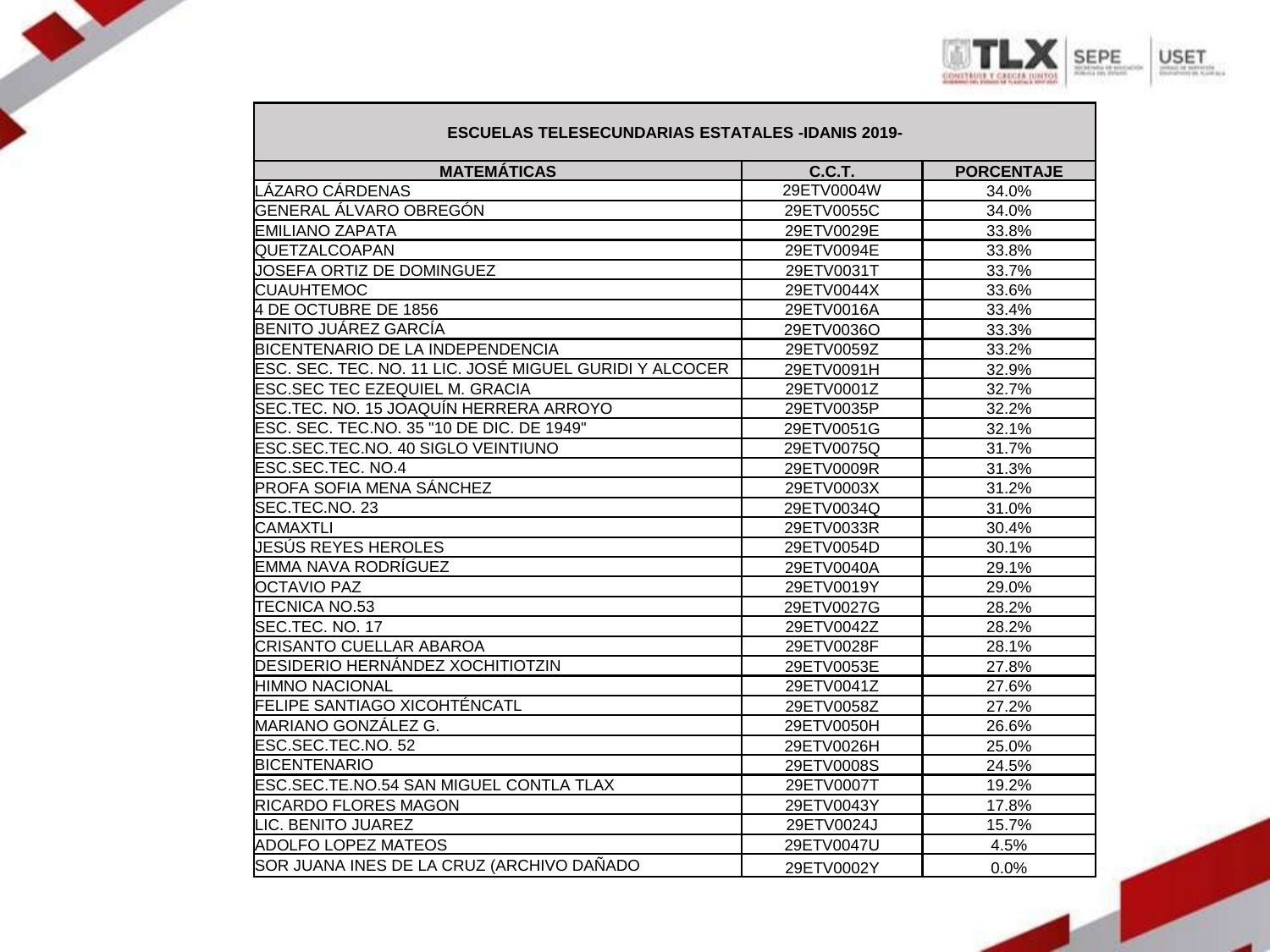| ESCUELAS TELESECUNDARIAS ESTATALES -IDANIS 2019- | | |
|---|---|---|
| **MATEMÁTICAS** | **C.C.T.** | **PORCENTAJE** |
| LÁZARO CÁRDENAS | 29ETV0004W | 34.0% |
| GENERAL ÁLVARO OBREGÓN | 29ETV0055C | 34.0% |
| EMILIANO ZAPATA | 29ETV0029E | 33.8% |
| QUETZALCOAPAN | 29ETV0094E | 33.8% |
| JOSEFA ORTIZ DE DOMINGUEZ | 29ETV0031T | 33.7% |
| CUAUHTEMOC | 29ETV0044X | 33.6% |
| 4 DE OCTUBRE DE 1856 | 29ETV0016A | 33.4% |
| BENITO JUÁREZ GARCÍA | 29ETV0036O | 33.3% |
| BICENTENARIO DE LA INDEPENDENCIA | 29ETV0059Z | 33.2% |
| ESC. SEC. TEC. NO. 11 LIC. JOSÉ MIGUEL GURIDI Y ALCOCER | 29ETV0091H | 32.9% |
| ESC.SEC TEC EZEQUIEL M. GRACIA | 29ETV0001Z | 32.7% |
| SEC.TEC. NO. 15 JOAQUÍN HERRERA ARROYO | 29ETV0035P | 32.2% |
| ESC. SEC. TEC.NO. 35 "10 DE DIC. DE 1949" | 29ETV0051G | 32.1% |
| ESC.SEC.TEC.NO. 40 SIGLO VEINTIUNO | 29ETV0075Q | 31.7% |
| ESC.SEC.TEC. NO.4 | 29ETV0009R | 31.3% |
| PROFA SOFIA MENA SÁNCHEZ | 29ETV0003X | 31.2% |
| SEC.TEC.NO. 23 | 29ETV0034Q | 31.0% |
| CAMAXTLI | 29ETV0033R | 30.4% |
| JESÚS REYES HEROLES | 29ETV0054D | 30.1% |
| EMMA NAVA RODRÍGUEZ | 29ETV0040A | 29.1% |
| OCTAVIO PAZ | 29ETV0019Y | 29.0% |
| TECNICA NO.53 | 29ETV0027G | 28.2% |
| SEC.TEC. NO. 17 | 29ETV0042Z | 28.2% |
| CRISANTO CUELLAR ABAROA | 29ETV0028F | 28.1% |
| DESIDERIO HERNÁNDEZ XOCHITIOTZIN | 29ETV0053E | 27.8% |
| HIMNO NACIONAL | 29ETV0041Z | 27.6% |
| FELIPE SANTIAGO XICOHTÉNCATL | 29ETV0058Z | 27.2% |
| MARIANO GONZÁLEZ G. | 29ETV0050H | 26.6% |
| ESC.SEC.TEC.NO. 52 | 29ETV0026H | 25.0% |
| BICENTENARIO | 29ETV0008S | 24.5% |
| ESC.SEC.TE.NO.54 SAN MIGUEL CONTLA TLAX | 29ETV0007T | 19.2% |
| RICARDO FLORES MAGON | 29ETV0043Y | 17.8% |
| LIC. BENITO JUAREZ | 29ETV0024J | 15.7% |
| ADOLFO LOPEZ MATEOS | 29ETV0047U | 4.5% |
| SOR JUANA INES DE LA CRUZ (ARCHIVO DAÑADO | 29ETV0002Y | 0.0% |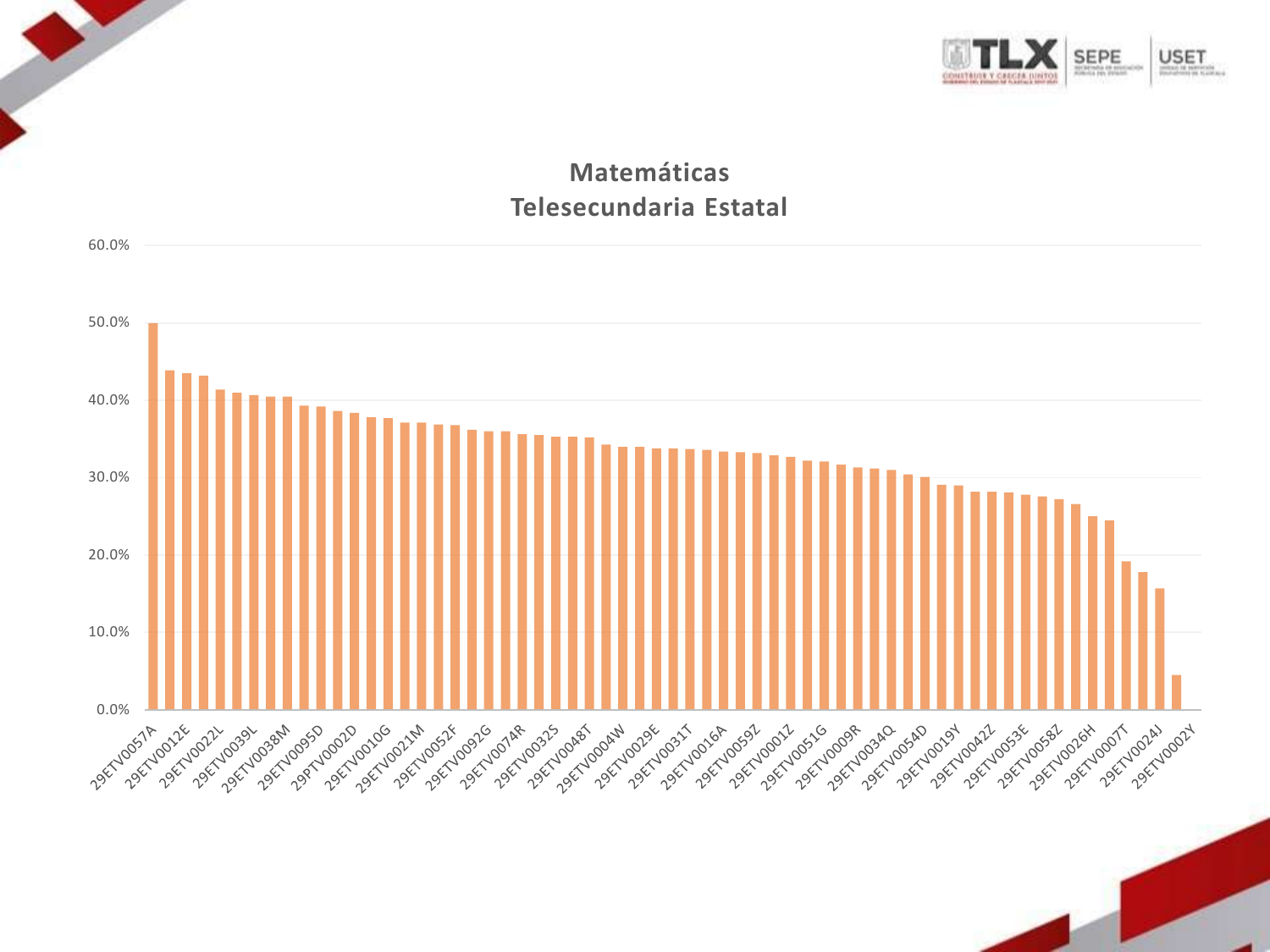## Matemáticas
## Telesecundaria Estatal

| Escuela | Porcentaje |
|---|---|
| 29ETV0057A | 50.0% |
| 29ETV0012E | |
| 29ETV0022L | |
| 29ETV0039L | |
| 29ETV0038M | |
| 29ETV0095D | |
| 29PTV0002D | |
| 29ETV0010G | |
| 29ETV0021M | |
| 29ETV0052F | |
| 29ETV0092G | |
| 29ETV0074R | |
| 29ETV0032S | |
| 29ETV0048T | |
| 29ETV0004W | |
| 29ETV0029E | |
| 29ETV0031T | |
| 29ETV0016A | |
| 29ETV0059Z | |
| 29ETV0001Z | |
| 29ETV0051G | |
| 29ETV0009R | |
| 29ETV0034Q | |
| 29ETV0054D | |
| 29ETV0019Y | |
| 29ETV0042Z | |
| 29ETV0053E | |
| 29ETV0058Z | |
| 29ETV0026H | |
| 29ETV0007T | |
| 29ETV0024J | |
| 29ETV0002Y | |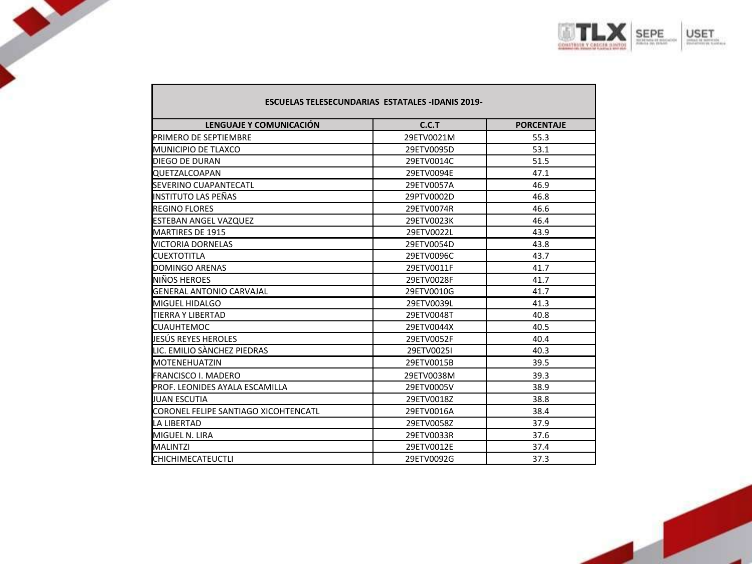| ESCUELAS TELESECUNDARIAS ESTATALES -IDANIS 2019- | | |
|---|---|---|
| **LENGUAJE Y COMUNICACIÓN** | **C.C.T** | **PORCENTAJE** |
| PRIMERO DE SEPTIEMBRE | 29ETV0021M | 55.3 |
| MUNICIPIO DE TLAXCO | 29ETV0095D | 53.1 |
| DIEGO DE DURAN | 29ETV0014C | 51.5 |
| QUETZALCOAPAN | 29ETV0094E | 47.1 |
| SEVERINO CUAPANTECATL | 29ETV0057A | 46.9 |
| INSTITUTO LAS PEÑAS | 29PTV0002D | 46.8 |
| REGINO FLORES | 29ETV0074R | 46.6 |
| ESTEBAN ANGEL VAZQUEZ | 29ETV0023K | 46.4 |
| MARTIRES DE 1915 | 29ETV0022L | 43.9 |
| VICTORIA DORNELAS | 29ETV0054D | 43.8 |
| CUEXTOTITLA | 29ETV0096C | 43.7 |
| DOMINGO ARENAS | 29ETV0011F | 41.7 |
| NIÑOS HEROES | 29ETV0028F | 41.7 |
| GENERAL ANTONIO CARVAJAL | 29ETV0010G | 41.7 |
| MIGUEL HIDALGO | 29ETV0039L | 41.3 |
| TIERRA Y LIBERTAD | 29ETV0048T | 40.8 |
| CUAUHTEMOC | 29ETV0044X | 40.5 |
| JESÚS REYES HEROLES | 29ETV0052F | 40.4 |
| LIC. EMILIO SÀNCHEZ PIEDRAS | 29ETV0025I | 40.3 |
| MOTENEHUATZIN | 29ETV0015B | 39.5 |
| FRANCISCO I. MADERO | 29ETV0038M | 39.3 |
| PROF. LEONIDES AYALA ESCAMILLA | 29ETV0005V | 38.9 |
| JUAN ESCUTIA | 29ETV0018Z | 38.8 |
| CORONEL FELIPE SANTIAGO XICOHTENCATL | 29ETV0016A | 38.4 |
| LA LIBERTAD | 29ETV0058Z | 37.9 |
| MIGUEL N. LIRA | 29ETV0033R | 37.6 |
| MALINTZI | 29ETV0012E | 37.4 |
| CHICHIMECATEUCTLI | 29ETV0092G | 37.3 |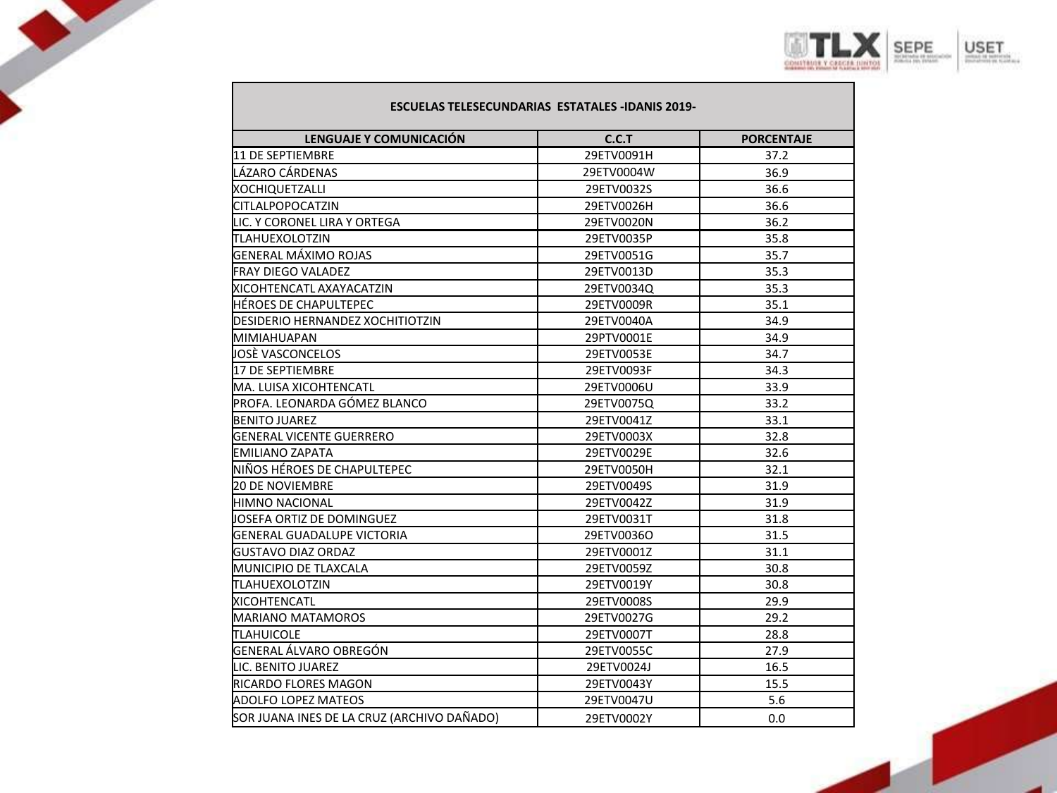| ESCUELAS TELESECUNDARIAS ESTATALES -IDANIS 2019- | | |
|---|---|---|
| **LENGUAJE Y COMUNICACIÓN** | **C.C.T** | **PORCENTAJE** |
| 11 DE SEPTIEMBRE | 29ETV0091H | 37.2 |
| LÁZARO CÁRDENAS | 29ETV0004W | 36.9 |
| XOCHIQUETZALLI | 29ETV0032S | 36.6 |
| CITLALPOPOCATZIN | 29ETV0026H | 36.6 |
| LIC. Y CORONEL LIRA Y ORTEGA | 29ETV0020N | 36.2 |
| TLAHUEXOLOTZIN | 29ETV0035P | 35.8 |
| GENERAL MÁXIMO ROJAS | 29ETV0051G | 35.7 |
| FRAY DIEGO VALADEZ | 29ETV0013D | 35.3 |
| XICOHTENCATL AXAYACATZIN | 29ETV0034Q | 35.3 |
| HÉROES DE CHAPULTEPEC | 29ETV0009R | 35.1 |
| DESIDERIO HERNANDEZ XOCHITIOTZIN | 29ETV0040A | 34.9 |
| MIMIAHUAPAN | 29PTV0001E | 34.9 |
| JOSÈ VASCONCELOS | 29ETV0053E | 34.7 |
| 17 DE SEPTIEMBRE | 29ETV0093F | 34.3 |
| MA. LUISA XICOHTENCATL | 29ETV0006U | 33.9 |
| PROFA. LEONARDA GÓMEZ BLANCO | 29ETV0075Q | 33.2 |
| BENITO JUAREZ | 29ETV0041Z | 33.1 |
| GENERAL VICENTE GUERRERO | 29ETV0003X | 32.8 |
| EMILIANO ZAPATA | 29ETV0029E | 32.6 |
| NIÑOS HÉROES DE CHAPULTEPEC | 29ETV0050H | 32.1 |
| 20 DE NOVIEMBRE | 29ETV0049S | 31.9 |
| HIMNO NACIONAL | 29ETV0042Z | 31.9 |
| JOSEFA ORTIZ DE DOMINGUEZ | 29ETV0031T | 31.8 |
| GENERAL GUADALUPE VICTORIA | 29ETV0036O | 31.5 |
| GUSTAVO DIAZ ORDAZ | 29ETV0001Z | 31.1 |
| MUNICIPIO DE TLAXCALA | 29ETV0059Z | 30.8 |
| TLAHUEXOLOTZIN | 29ETV0019Y | 30.8 |
| XICOHTENCATL | 29ETV0008S | 29.9 |
| MARIANO MATAMOROS | 29ETV0027G | 29.2 |
| TLAHUICOLE | 29ETV0007T | 28.8 |
| GENERAL ÁLVARO OBREGÓN | 29ETV0055C | 27.9 |
| LIC. BENITO JUAREZ | 29ETV0024J | 16.5 |
| RICARDO FLORES MAGON | 29ETV0043Y | 15.5 |
| ADOLFO LOPEZ MATEOS | 29ETV0047U | 5.6 |
| SOR JUANA INES DE LA CRUZ (ARCHIVO DAÑADO) | 29ETV0002Y | 0.0 |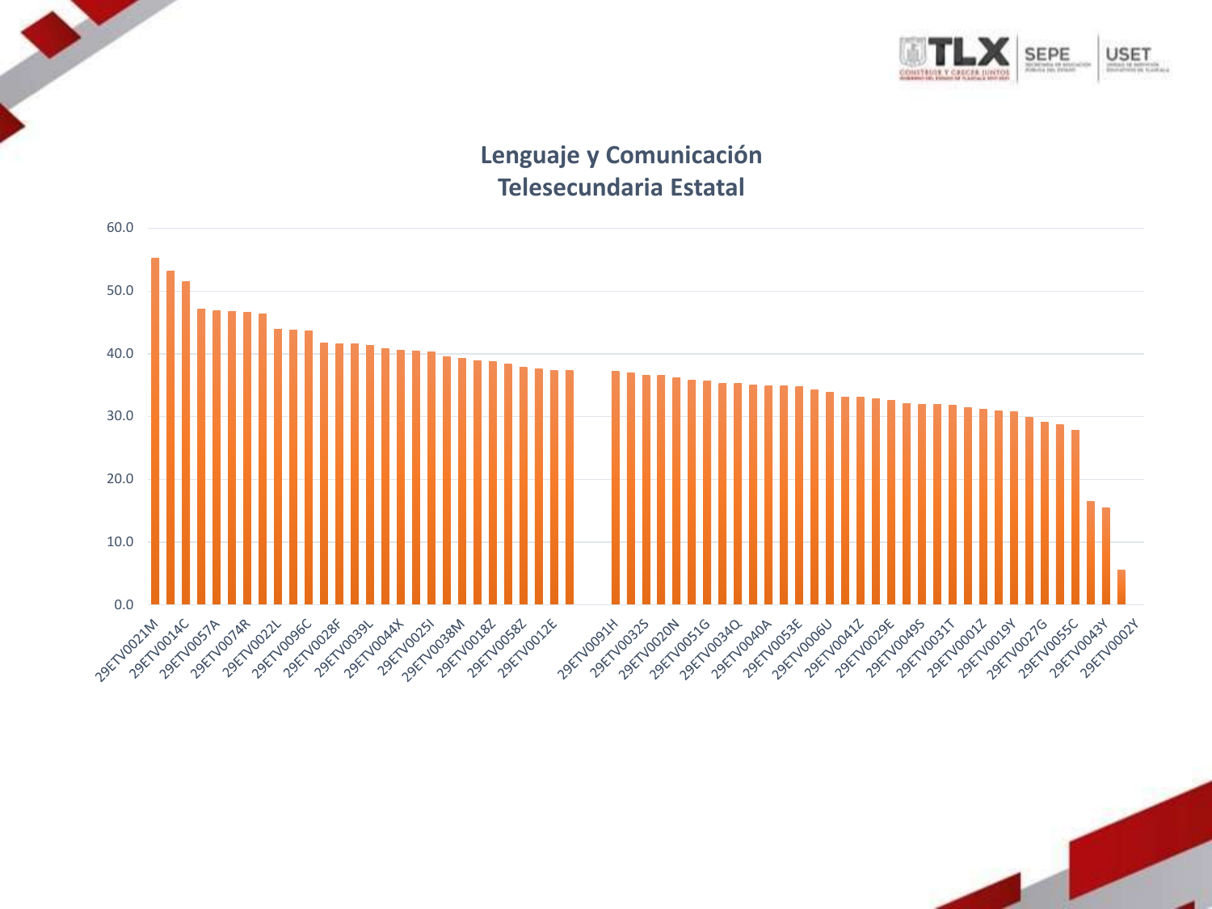## Lenguaje y Comunicación
## Telesecundaria Estatal

| Escuela | Valor |
|---|---|
| 29ETV0021M | 55.2 |
| | 53.2 |
| 29ETV0014C | 51.5 |
| | 47.2 |
| 29ETV0057A | 46.9 |
| | 46.8 |
| 29ETV0074R | 46.7 |
| | 46.4 |
| 29ETV0022L | 44.0 |
| | 43.8 |
| 29ETV0096C | 43.7 |
| | 41.8 |
| 29ETV0028F | 41.6 |
| | 41.6 |
| 29ETV0039L | 41.4 |
| | 40.9 |
| 29ETV0044X | 40.6 |
| | 40.5 |
| 29ETV0025I | 40.3 |
| | 39.6 |
| 29ETV0038M | 39.3 |
| | 38.9 |
| 29ETV0018Z | 38.8 |
| | 38.4 |
| 29ETV0058Z | 37.9 |
| | 37.6 |
| 29ETV0012E | 37.4 |
| | 37.4 |
| 29ETV0091H | 37.3 |
| | 37.0 |
| 29ETV0032S | 36.6 |
| | 36.6 |
| 29ETV0020N | 36.2 |
| | 35.8 |
| 29ETV0051G | 35.7 |
| | 35.3 |
| 29ETV0034Q | 35.3 |
| | 35.0 |
| 29ETV0040A | 34.9 |
| | 34.9 |
| 29ETV0053E | 34.8 |
| | 34.3 |
| 29ETV0006U | 33.9 |
| | 33.1 |
| 29ETV0041Z | 33.1 |
| | 32.9 |
| 29ETV0029E | 32.6 |
| | 32.1 |
| 29ETV0049S | 32.0 |
| | 32.0 |
| 29ETV0031T | 31.8 |
| | 31.5 |
| 29ETV0001Z | 31.2 |
| | 31.0 |
| 29ETV0019Y | 30.8 |
| | 29.9 |
| 29ETV0027G | 29.1 |
| | 28.7 |
| 29ETV0055C | 27.9 |
| | 16.5 |
| 29ETV0043Y | 15.5 |
| 29ETV0002Y | 5.5 |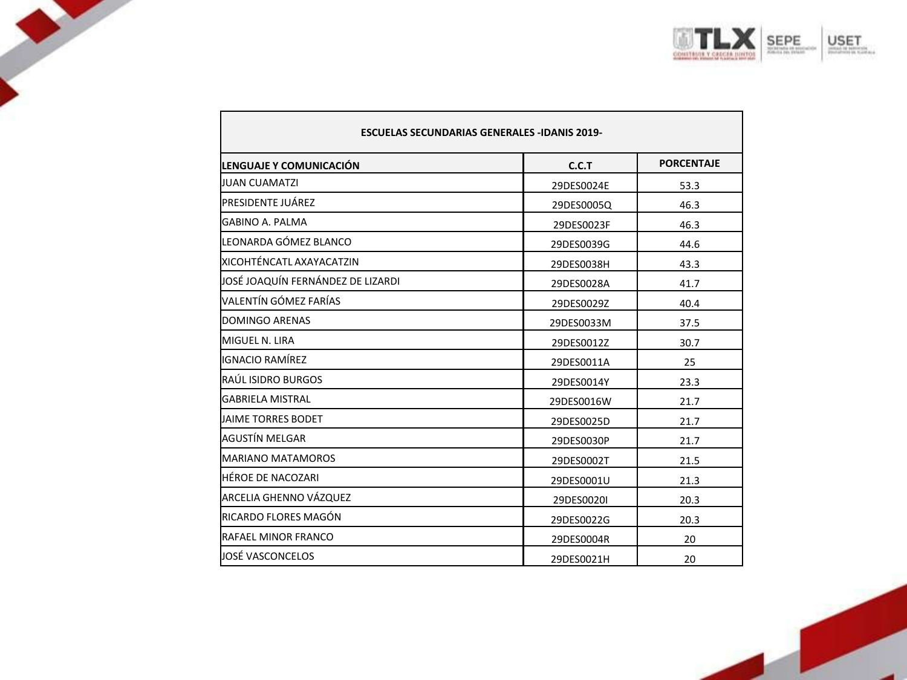| ESCUELAS SECUNDARIAS GENERALES -IDANIS 2019- | | |
|---|---|---|
| **LENGUAJE Y COMUNICACIÓN** | **C.C.T** | **PORCENTAJE** |
| JUAN CUAMATZI | 29DES0024E | 53.3 |
| PRESIDENTE JUÁREZ | 29DES0005Q | 46.3 |
| GABINO A. PALMA | 29DES0023F | 46.3 |
| LEONARDA GÓMEZ BLANCO | 29DES0039G | 44.6 |
| XICOHTÉNCATL AXAYACATZIN | 29DES0038H | 43.3 |
| JOSÉ JOAQUÍN FERNÁNDEZ DE LIZARDI | 29DES0028A | 41.7 |
| VALENTÍN GÓMEZ FARÍAS | 29DES0029Z | 40.4 |
| DOMINGO ARENAS | 29DES0033M | 37.5 |
| MIGUEL N. LIRA | 29DES0012Z | 30.7 |
| IGNACIO RAMÍREZ | 29DES0011A | 25 |
| RAÚL ISIDRO BURGOS | 29DES0014Y | 23.3 |
| GABRIELA MISTRAL | 29DES0016W | 21.7 |
| JAIME TORRES BODET | 29DES0025D | 21.7 |
| AGUSTÍN MELGAR | 29DES0030P | 21.7 |
| MARIANO MATAMOROS | 29DES0002T | 21.5 |
| HÉROE DE NACOZARI | 29DES0001U | 21.3 |
| ARCELIA GHENNO VÁZQUEZ | 29DES0020I | 20.3 |
| RICARDO FLORES MAGÓN | 29DES0022G | 20.3 |
| RAFAEL MINOR FRANCO | 29DES0004R | 20 |
| JOSÉ VASCONCELOS | 29DES0021H | 20 |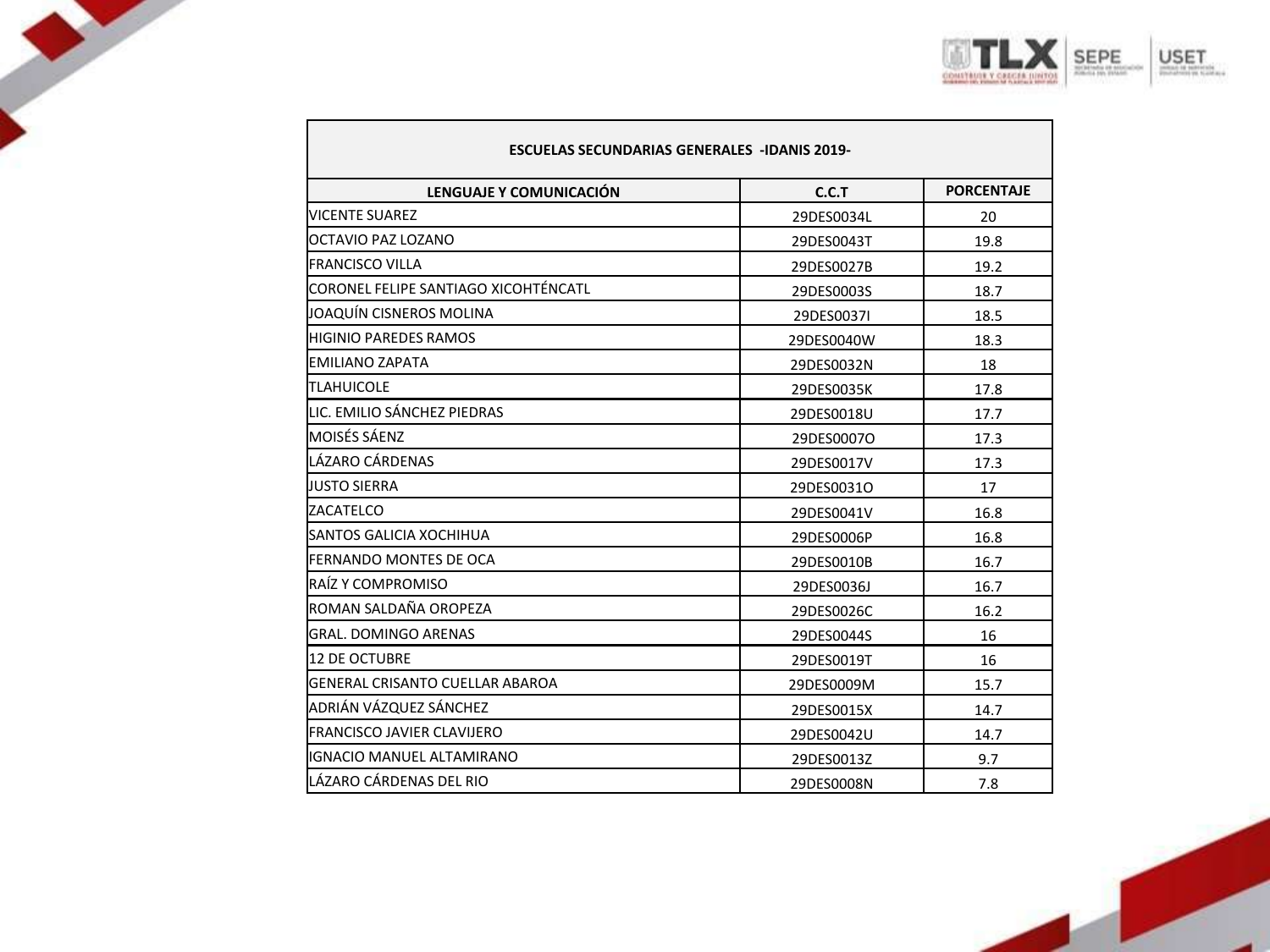| ESCUELAS SECUNDARIAS GENERALES -IDANIS 2019- | | |
|---|---|---|
| **LENGUAJE Y COMUNICACIÓN** | **C.C.T** | **PORCENTAJE** |
| VICENTE SUAREZ | 29DES0034L | 20 |
| OCTAVIO PAZ LOZANO | 29DES0043T | 19.8 |
| FRANCISCO VILLA | 29DES0027B | 19.2 |
| CORONEL FELIPE SANTIAGO XICOHTÉNCATL | 29DES0003S | 18.7 |
| JOAQUÍN CISNEROS MOLINA | 29DES0037I | 18.5 |
| HIGINIO PAREDES RAMOS | 29DES0040W | 18.3 |
| EMILIANO ZAPATA | 29DES0032N | 18 |
| TLAHUICOLE | 29DES0035K | 17.8 |
| LIC. EMILIO SÁNCHEZ PIEDRAS | 29DES0018U | 17.7 |
| MOISÉS SÁENZ | 29DES0007O | 17.3 |
| LÁZARO CÁRDENAS | 29DES0017V | 17.3 |
| JUSTO SIERRA | 29DES0031O | 17 |
| ZACATELCO | 29DES0041V | 16.8 |
| SANTOS GALICIA XOCHIHUA | 29DES0006P | 16.8 |
| FERNANDO MONTES DE OCA | 29DES0010B | 16.7 |
| RAÍZ Y COMPROMISO | 29DES0036J | 16.7 |
| ROMAN SALDAÑA OROPEZA | 29DES0026C | 16.2 |
| GRAL. DOMINGO ARENAS | 29DES0044S | 16 |
| 12 DE OCTUBRE | 29DES0019T | 16 |
| GENERAL CRISANTO CUELLAR ABAROA | 29DES0009M | 15.7 |
| ADRIÁN VÁZQUEZ SÁNCHEZ | 29DES0015X | 14.7 |
| FRANCISCO JAVIER CLAVIJERO | 29DES0042U | 14.7 |
| IGNACIO MANUEL ALTAMIRANO | 29DES0013Z | 9.7 |
| LÁZARO CÁRDENAS DEL RIO | 29DES0008N | 7.8 |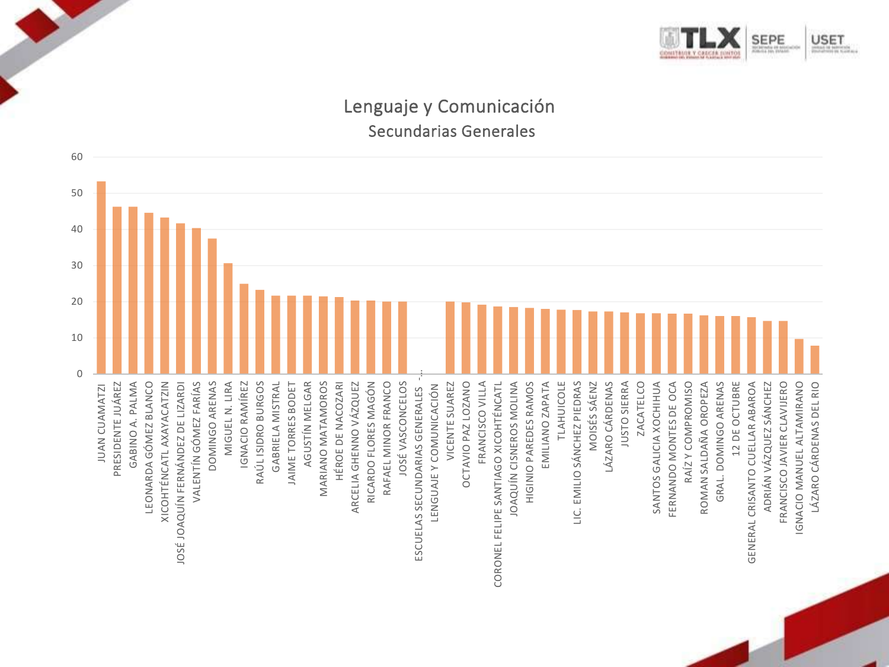## Lenguaje y Comunicación

### Secundarias Generales

| Escuela | Valor |
|---|---|
| JUAN CUAMATZI | 53.3 |
| PRESIDENTE JUÁREZ | 46.3 |
| GABINO A. PALMA | 46.3 |
| LEONARDA GÓMEZ BLANCO | 44.6 |
| XICOHTÉNCATL AXAYACATZIN | 43.3 |
| JOSÉ JOAQUÍN FERNÁNDEZ DE LIZARDI | 41.7 |
| VALENTÍN GÓMEZ FARÍAS | 40.3 |
| DOMINGO ARENAS | 37.5 |
| MIGUEL N. LIRA | 30.6 |
| IGNACIO RAMÍREZ | 24.9 |
| RAÚL ISIDRO BURGOS | 23.2 |
| GABRIELA MISTRAL | 21.6 |
| JAIME TORRES BODET | 21.6 |
| AGUSTÍN MELGAR | 21.6 |
| MARIANO MATAMOROS | 21.4 |
| HÉROE DE NACOZARI | 21.2 |
| ARCELIA GHENNO VÁZQUEZ | 20.3 |
| RICARDO FLORES MAGÓN | 20.3 |
| RAFAEL MINOR FRANCO | 20.0 |
| JOSÉ VASCONCELOS | 20.0 |
| ESCUELAS SECUNDARIAS GENERALES -... LENGUAJE Y COMUNICACIÓN | |
| VICENTE SUAREZ | 20.0 |
| OCTAVIO PAZ LOZANO | 19.8 |
| FRANCISCO VILLA | 19.2 |
| CORONEL FELIPE SANTIAGO XICOHTÉNCATL | 18.6 |
| JOAQUÍN CISNEROS MOLINA | 18.5 |
| HIGINIO PAREDES RAMOS | 18.2 |
| EMILIANO ZAPATA | 18.0 |
| TLAHUICOLE | 17.7 |
| LIC. EMILIO SÁNCHEZ PIEDRAS | 17.6 |
| MOISÉS SÁENZ | 17.3 |
| LÁZARO CÁRDENAS | 17.3 |
| JUSTO SIERRA | 17.0 |
| ZACATELCO | 16.8 |
| SANTOS GALICIA XOCHIHUA | 16.8 |
| FERNANDO MONTES DE OCA | 16.7 |
| RAÍZ Y COMPROMISO | 16.7 |
| ROMAN SALDAÑA OROPEZA | 16.2 |
| GRAL. DOMINGO ARENAS | 16.0 |
| 12 DE OCTUBRE | 16.0 |
| GENERAL CRISANTO CUELLAR ABAROA | 15.7 |
| ADRIÁN VÁZQUEZ SÁNCHEZ | 14.7 |
| FRANCISCO JAVIER CLAVIJERO | 14.7 |
| IGNACIO MANUEL ALTAMIRANO | 9.7 |
| LÁZARO CÁRDENAS DEL RIO | 7.8 |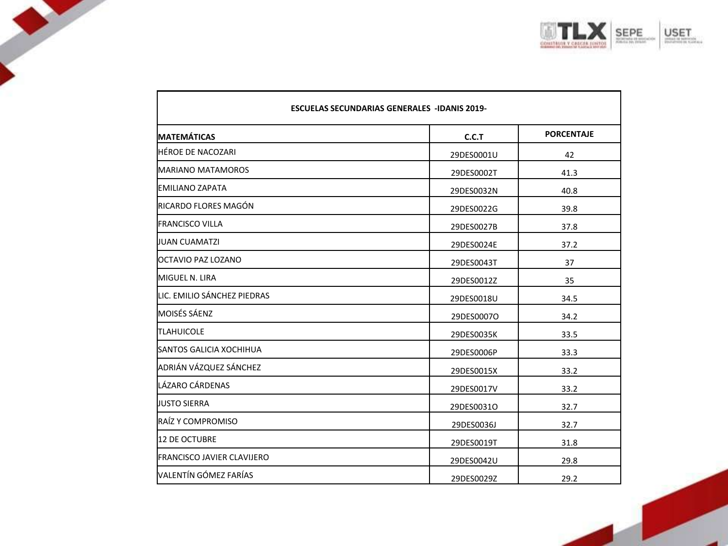| ESCUELAS SECUNDARIAS GENERALES -IDANIS 2019- | | |
|---|---|---|
| **MATEMÁTICAS** | **C.C.T** | **PORCENTAJE** |
| HÉROE DE NACOZARI | 29DES0001U | 42 |
| MARIANO MATAMOROS | 29DES0002T | 41.3 |
| EMILIANO ZAPATA | 29DES0032N | 40.8 |
| RICARDO FLORES MAGÓN | 29DES0022G | 39.8 |
| FRANCISCO VILLA | 29DES0027B | 37.8 |
| JUAN CUAMATZI | 29DES0024E | 37.2 |
| OCTAVIO PAZ LOZANO | 29DES0043T | 37 |
| MIGUEL N. LIRA | 29DES0012Z | 35 |
| LIC. EMILIO SÁNCHEZ PIEDRAS | 29DES0018U | 34.5 |
| MOISÉS SÁENZ | 29DES0007O | 34.2 |
| TLAHUICOLE | 29DES0035K | 33.5 |
| SANTOS GALICIA XOCHIHUA | 29DES0006P | 33.3 |
| ADRIÁN VÁZQUEZ SÁNCHEZ | 29DES0015X | 33.2 |
| LÁZARO CÁRDENAS | 29DES0017V | 33.2 |
| JUSTO SIERRA | 29DES0031O | 32.7 |
| RAÍZ Y COMPROMISO | 29DES0036J | 32.7 |
| 12 DE OCTUBRE | 29DES0019T | 31.8 |
| FRANCISCO JAVIER CLAVIJERO | 29DES0042U | 29.8 |
| VALENTÍN GÓMEZ FARÍAS | 29DES0029Z | 29.2 |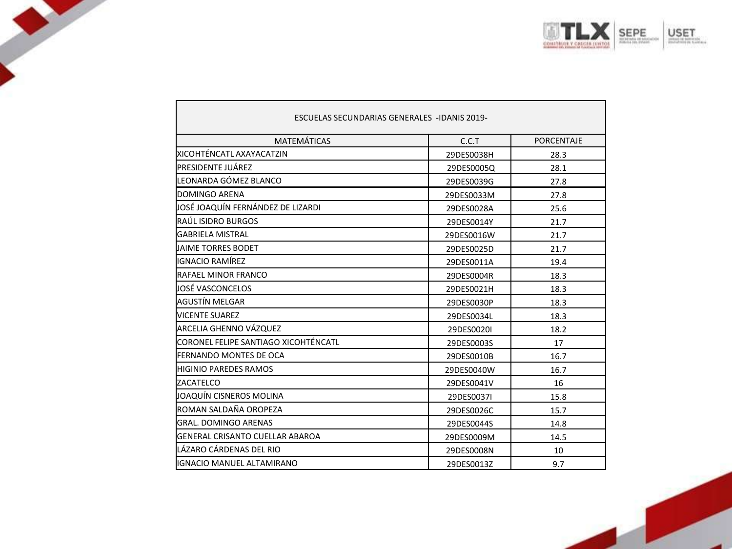| ESCUELAS SECUNDARIAS GENERALES -IDANIS 2019- | | |
|---|---|---|
| MATEMÁTICAS | C.C.T | PORCENTAJE |
| XICOHTÉNCATL AXAYACATZIN | 29DES0038H | 28.3 |
| PRESIDENTE JUÁREZ | 29DES0005Q | 28.1 |
| LEONARDA GÓMEZ BLANCO | 29DES0039G | 27.8 |
| DOMINGO ARENA | 29DES0033M | 27.8 |
| JOSÉ JOAQUÍN FERNÁNDEZ DE LIZARDI | 29DES0028A | 25.6 |
| RAÚL ISIDRO BURGOS | 29DES0014Y | 21.7 |
| GABRIELA MISTRAL | 29DES0016W | 21.7 |
| JAIME TORRES BODET | 29DES0025D | 21.7 |
| IGNACIO RAMÍREZ | 29DES0011A | 19.4 |
| RAFAEL MINOR FRANCO | 29DES0004R | 18.3 |
| JOSÉ VASCONCELOS | 29DES0021H | 18.3 |
| AGUSTÍN MELGAR | 29DES0030P | 18.3 |
| VICENTE SUAREZ | 29DES0034L | 18.3 |
| ARCELIA GHENNO VÁZQUEZ | 29DES0020I | 18.2 |
| CORONEL FELIPE SANTIAGO XICOHTÉNCATL | 29DES0003S | 17 |
| FERNANDO MONTES DE OCA | 29DES0010B | 16.7 |
| HIGINIO PAREDES RAMOS | 29DES0040W | 16.7 |
| ZACATELCO | 29DES0041V | 16 |
| JOAQUÍN CISNEROS MOLINA | 29DES0037I | 15.8 |
| ROMAN SALDAÑA OROPEZA | 29DES0026C | 15.7 |
| GRAL. DOMINGO ARENAS | 29DES0044S | 14.8 |
| GENERAL CRISANTO CUELLAR ABAROA | 29DES0009M | 14.5 |
| LÁZARO CÁRDENAS DEL RIO | 29DES0008N | 10 |
| IGNACIO MANUEL ALTAMIRANO | 29DES0013Z | 9.7 |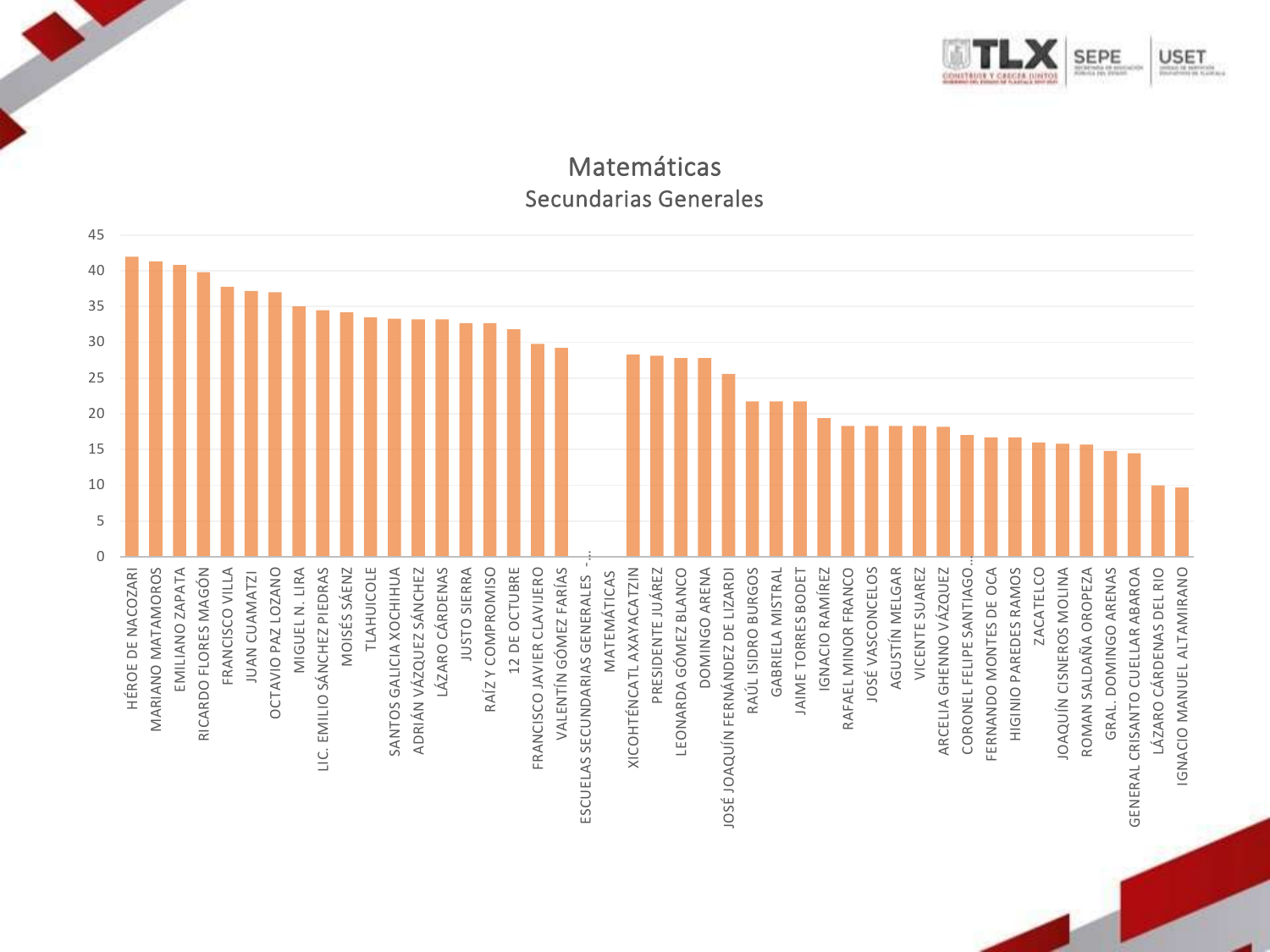# Matemáticas

## Secundarias Generales

| Escuela | Valor |
|---|---|
| HÉROE DE NACOZARI | 42 |
| MARIANO MATAMOROS | 41.3 |
| EMILIANO ZAPATA | 40.8 |
| RICARDO FLORES MAGÓN | 39.8 |
| FRANCISCO VILLA | 37.7 |
| JUAN CUAMATZI | 37.1 |
| OCTAVIO PAZ LOZANO | 37 |
| MIGUEL N. LIRA | 35 |
| LIC. EMILIO SÁNCHEZ PIEDRAS | 34.4 |
| MOISÉS SÁENZ | 34.2 |
| TLAHUICOLE | 33.5 |
| SANTOS GALICIA XOCHIHUA | 33.3 |
| ADRIÁN VÁZQUEZ SÁNCHEZ | 33.2 |
| LÁZARO CÁRDENAS | 33.2 |
| JUSTO SIERRA | 32.6 |
| RAÍZ Y COMPROMISO | 32.6 |
| 12 DE OCTUBRE | 31.8 |
| FRANCISCO JAVIER CLAVIJERO | 29.8 |
| VALENTÍN GÓMEZ FARÍAS | 29.2 |
| ESCUELAS SECUNDARIAS GENERALES -... | - |
| MATEMÁTICAS | |
| XICOHTÉNCATL AXAYACATZIN | 28.3 |
| PRESIDENTE JUÁREZ | 28.1 |
| LEONARDA GÓMEZ BLANCO | 27.8 |
| DOMINGO ARENA | 27.8 |
| JOSÉ JOAQUÍN FERNÁNDEZ DE LIZARDI | 25.5 |
| RAÚL ISIDRO BURGOS | 21.7 |
| GABRIELA MISTRAL | 21.7 |
| JAIME TORRES BODET | 21.7 |
| IGNACIO RAMÍREZ | 19.4 |
| RAFAEL MINOR FRANCO | 18.3 |
| JOSÉ VASCONCELOS | 18.3 |
| AGUSTÍN MELGAR | 18.3 |
| VICENTE SUAREZ | 18.3 |
| ARCELIA GHENNO VÁZQUEZ | 18.2 |
| CORONEL FELIPE SANTIAGO... | 17 |
| FERNANDO MONTES DE OCA | 16.7 |
| HIGINIO PAREDES RAMOS | 16.7 |
| ZACATELCO | 16 |
| JOAQUÍN CISNEROS MOLINA | 15.8 |
| ROMAN SALDAÑA OROPEZA | 15.7 |
| GRAL. DOMINGO ARENAS | 14.8 |
| GENERAL CRISANTO CUELLAR ABAROA | 14.5 |
| LÁZARO CÁRDENAS DEL RIO | 10 |
| IGNACIO MANUEL ALTAMIRANO | 9.7 |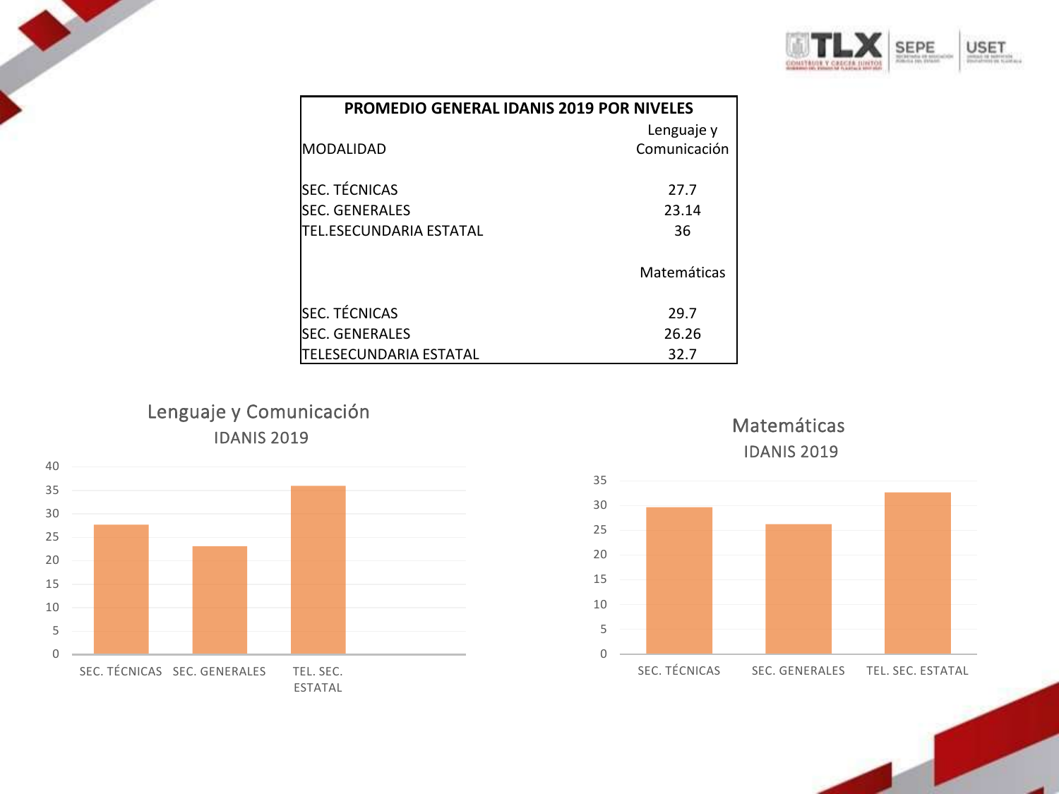**PROMEDIO GENERAL IDANIS 2019 POR NIVELES**

| MODALIDAD | Lenguaje y Comunicación |
|---|---|
| SEC. TÉCNICAS | 27.7 |
| SEC. GENERALES | 23.14 |
| TEL.ESECUNDARIA ESTATAL | 36 |
| | Matemáticas |
| SEC. TÉCNICAS | 29.7 |
| SEC. GENERALES | 26.26 |
| TELESECUNDARIA ESTATAL | 32.7 |

Lenguaje y Comunicación
IDANIS 2019

40
35
30
25
20
15
10
5
0

SEC. TÉCNICAS
SEC. GENERALES
TEL. SEC. ESTATAL

Matemáticas
IDANIS 2019

35
30
25
20
15
10
5
0

SEC. TÉCNICAS
SEC. GENERALES
TEL. SEC. ESTATAL